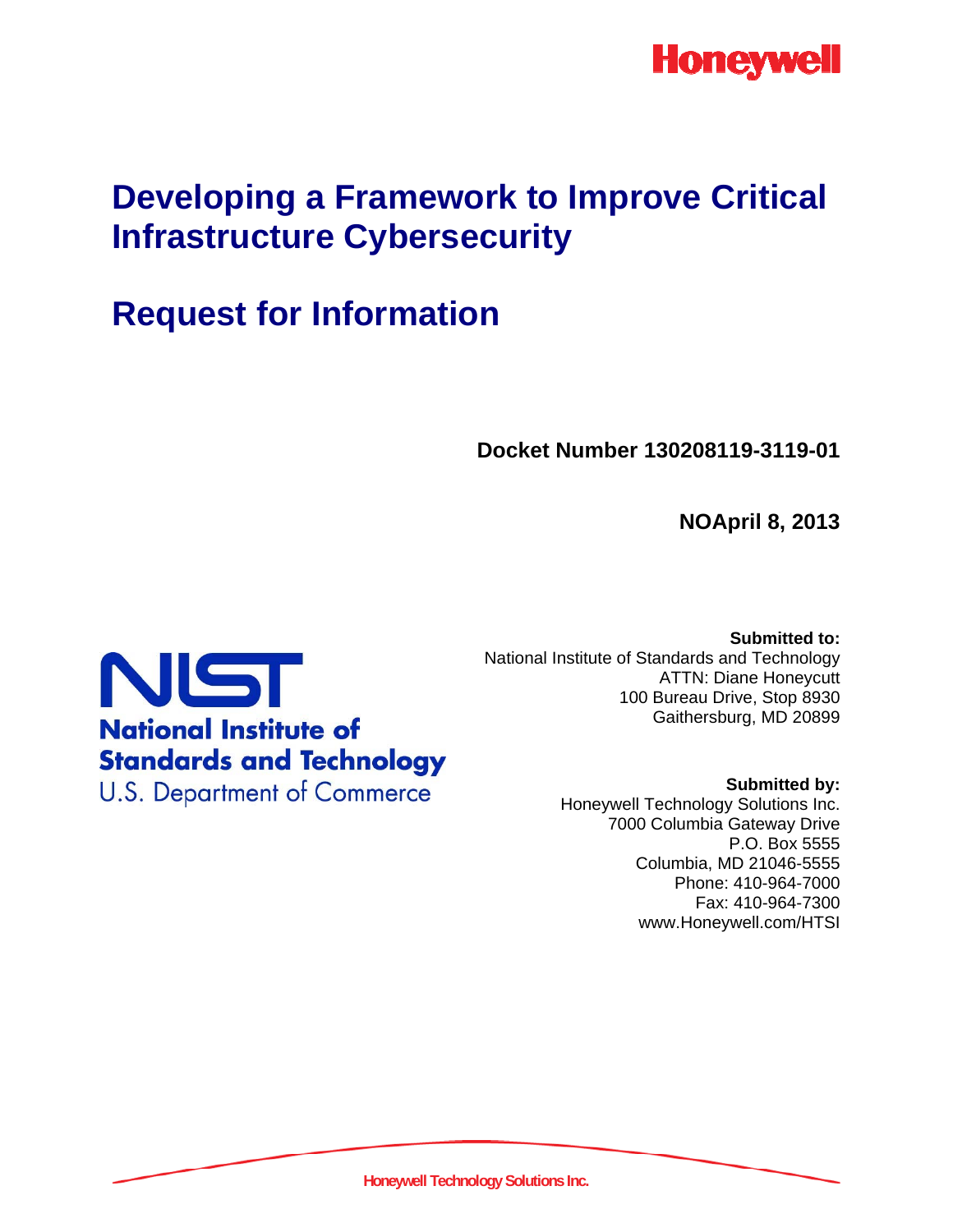Honeywell

# Developing a Framework to Improve Critical Infrastructure Cybersecurity

# Request for Information

**Docket Number 130208119-3119-01**

**NOApril 8, 2013**

NIST
National Institute of Standards and Technology
U.S. Department of Commerce

**Submitted to:**
National Institute of Standards and Technology
ATTN: Diane Honeycutt
100 Bureau Drive, Stop 8930
Gaithersburg, MD 20899

**Submitted by:**
Honeywell Technology Solutions Inc.
7000 Columbia Gateway Drive
P.O. Box 5555
Columbia, MD 21046-5555
Phone: 410-964-7000
Fax: 410-964-7300
www.Honeywell.com/HTSI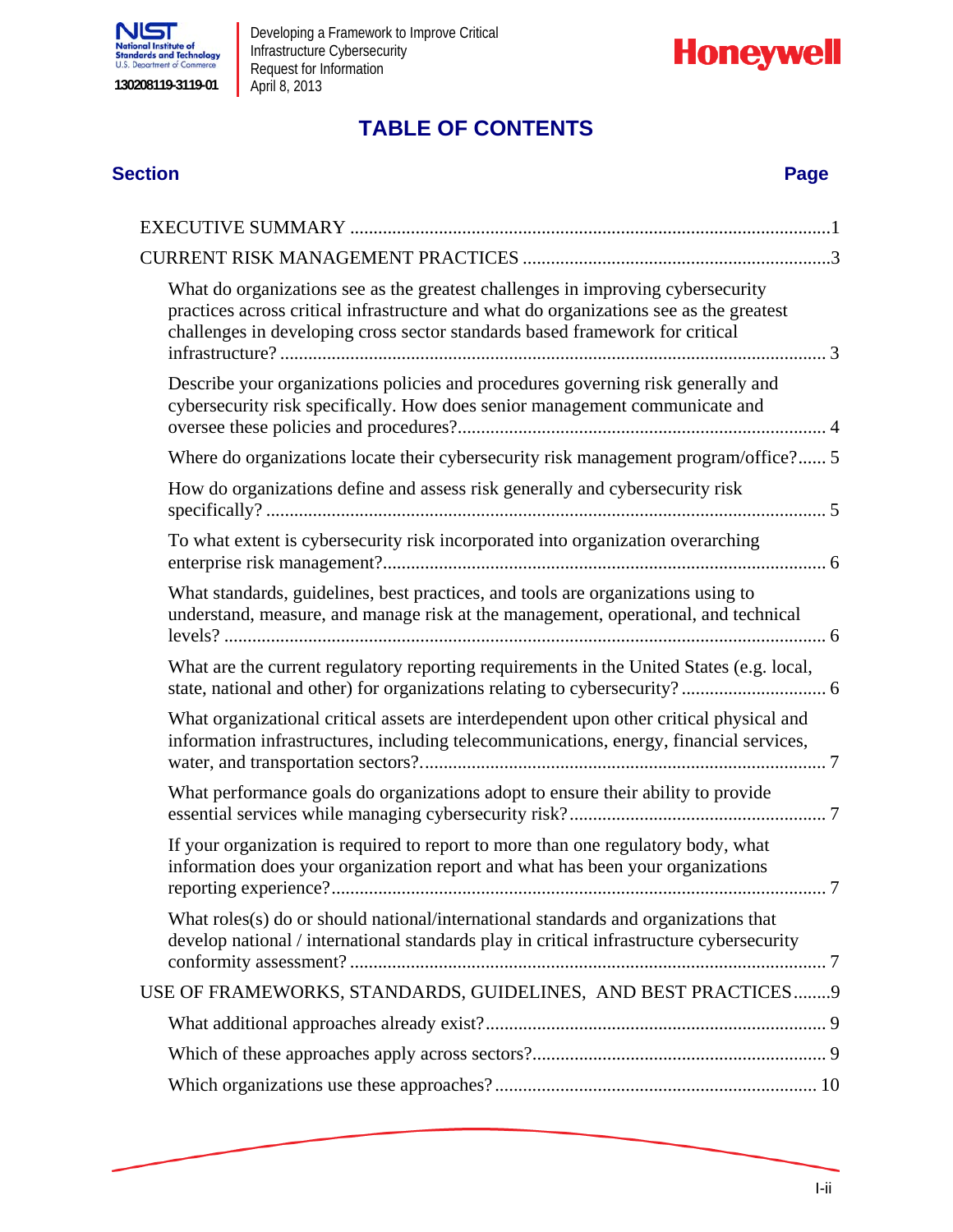# TABLE OF CONTENTS

| Section | Page |
|---|---|
| EXECUTIVE SUMMARY | 1 |
| CURRENT RISK MANAGEMENT PRACTICES | 3 |
| What do organizations see as the greatest challenges in improving cybersecurity practices across critical infrastructure and what do organizations see as the greatest challenges in developing cross sector standards based framework for critical infrastructure? | 3 |
| Describe your organizations policies and procedures governing risk generally and cybersecurity risk specifically. How does senior management communicate and oversee these policies and procedures? | 4 |
| Where do organizations locate their cybersecurity risk management program/office? | 5 |
| How do organizations define and assess risk generally and cybersecurity risk specifically? | 5 |
| To what extent is cybersecurity risk incorporated into organization overarching enterprise risk management? | 6 |
| What standards, guidelines, best practices, and tools are organizations using to understand, measure, and manage risk at the management, operational, and technical levels? | 6 |
| What are the current regulatory reporting requirements in the United States (e.g. local, state, national and other) for organizations relating to cybersecurity? | 6 |
| What organizational critical assets are interdependent upon other critical physical and information infrastructures, including telecommunications, energy, financial services, water, and transportation sectors? | 7 |
| What performance goals do organizations adopt to ensure their ability to provide essential services while managing cybersecurity risk? | 7 |
| If your organization is required to report to more than one regulatory body, what information does your organization report and what has been your organizations reporting experience? | 7 |
| What roles(s) do or should national/international standards and organizations that develop national / international standards play in critical infrastructure cybersecurity conformity assessment? | 7 |
| USE OF FRAMEWORKS, STANDARDS, GUIDELINES, AND BEST PRACTICES | 9 |
| What additional approaches already exist? | 9 |
| Which of these approaches apply across sectors? | 9 |
| Which organizations use these approaches? | 10 |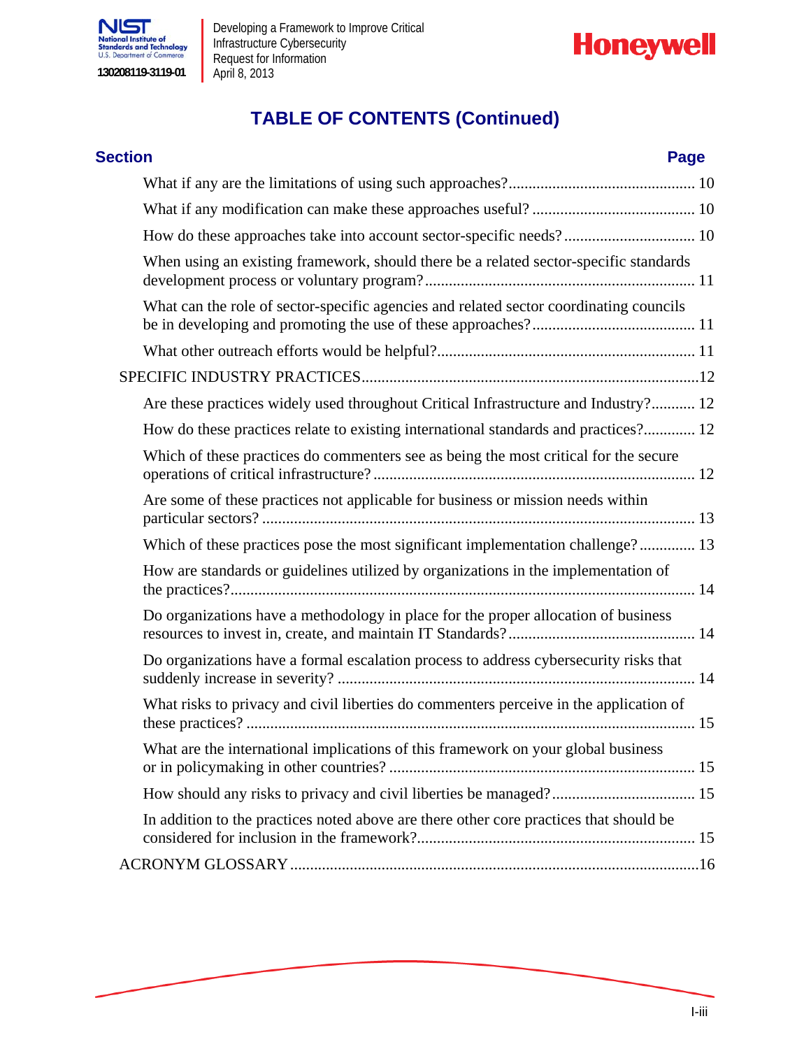# TABLE OF CONTENTS (Continued)

| Section | Page |
|---|---|
| What if any are the limitations of using such approaches? | 10 |
| What if any modification can make these approaches useful? | 10 |
| How do these approaches take into account sector-specific needs? | 10 |
| When using an existing framework, should there be a related sector-specific standards development process or voluntary program? | 11 |
| What can the role of sector-specific agencies and related sector coordinating councils be in developing and promoting the use of these approaches? | 11 |
| What other outreach efforts would be helpful? | 11 |
| SPECIFIC INDUSTRY PRACTICES | 12 |
| Are these practices widely used throughout Critical Infrastructure and Industry? | 12 |
| How do these practices relate to existing international standards and practices? | 12 |
| Which of these practices do commenters see as being the most critical for the secure operations of critical infrastructure? | 12 |
| Are some of these practices not applicable for business or mission needs within particular sectors? | 13 |
| Which of these practices pose the most significant implementation challenge? | 13 |
| How are standards or guidelines utilized by organizations in the implementation of the practices? | 14 |
| Do organizations have a methodology in place for the proper allocation of business resources to invest in, create, and maintain IT Standards? | 14 |
| Do organizations have a formal escalation process to address cybersecurity risks that suddenly increase in severity? | 14 |
| What risks to privacy and civil liberties do commenters perceive in the application of these practices? | 15 |
| What are the international implications of this framework on your global business or in policymaking in other countries? | 15 |
| How should any risks to privacy and civil liberties be managed? | 15 |
| In addition to the practices noted above are there other core practices that should be considered for inclusion in the framework? | 15 |
| ACRONYM GLOSSARY | 16 |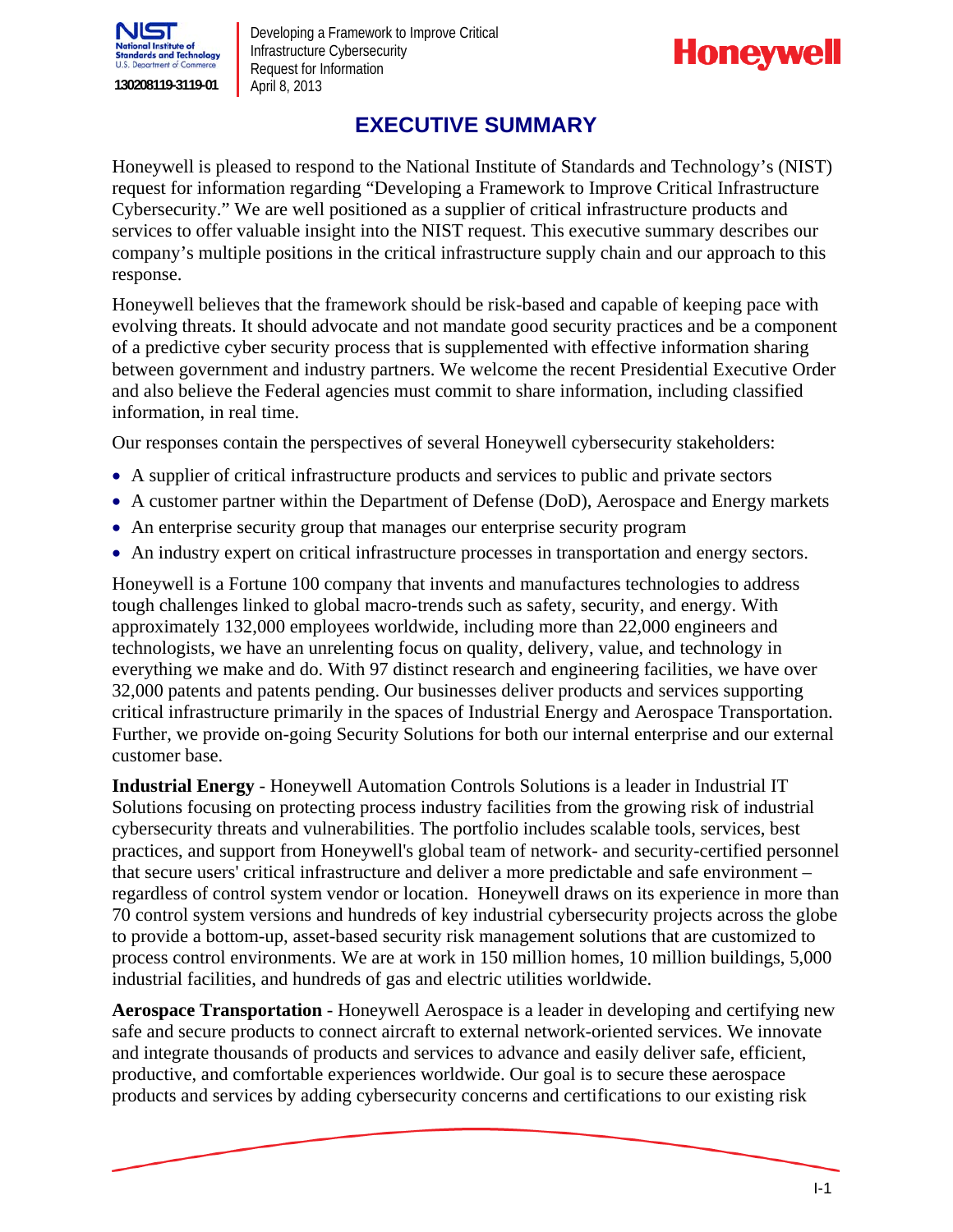# EXECUTIVE SUMMARY

Honeywell is pleased to respond to the National Institute of Standards and Technology's (NIST) request for information regarding "Developing a Framework to Improve Critical Infrastructure Cybersecurity." We are well positioned as a supplier of critical infrastructure products and services to offer valuable insight into the NIST request. This executive summary describes our company's multiple positions in the critical infrastructure supply chain and our approach to this response.

Honeywell believes that the framework should be risk-based and capable of keeping pace with evolving threats. It should advocate and not mandate good security practices and be a component of a predictive cyber security process that is supplemented with effective information sharing between government and industry partners. We welcome the recent Presidential Executive Order and also believe the Federal agencies must commit to share information, including classified information, in real time.

Our responses contain the perspectives of several Honeywell cybersecurity stakeholders:

- A supplier of critical infrastructure products and services to public and private sectors
- A customer partner within the Department of Defense (DoD), Aerospace and Energy markets
- An enterprise security group that manages our enterprise security program
- An industry expert on critical infrastructure processes in transportation and energy sectors.

Honeywell is a Fortune 100 company that invents and manufactures technologies to address tough challenges linked to global macro-trends such as safety, security, and energy. With approximately 132,000 employees worldwide, including more than 22,000 engineers and technologists, we have an unrelenting focus on quality, delivery, value, and technology in everything we make and do. With 97 distinct research and engineering facilities, we have over 32,000 patents and patents pending. Our businesses deliver products and services supporting critical infrastructure primarily in the spaces of Industrial Energy and Aerospace Transportation. Further, we provide on-going Security Solutions for both our internal enterprise and our external customer base.

**Industrial Energy** - Honeywell Automation Controls Solutions is a leader in Industrial IT Solutions focusing on protecting process industry facilities from the growing risk of industrial cybersecurity threats and vulnerabilities. The portfolio includes scalable tools, services, best practices, and support from Honeywell's global team of network- and security-certified personnel that secure users' critical infrastructure and deliver a more predictable and safe environment – regardless of control system vendor or location. Honeywell draws on its experience in more than 70 control system versions and hundreds of key industrial cybersecurity projects across the globe to provide a bottom-up, asset-based security risk management solutions that are customized to process control environments. We are at work in 150 million homes, 10 million buildings, 5,000 industrial facilities, and hundreds of gas and electric utilities worldwide.

**Aerospace Transportation** - Honeywell Aerospace is a leader in developing and certifying new safe and secure products to connect aircraft to external network-oriented services. We innovate and integrate thousands of products and services to advance and easily deliver safe, efficient, productive, and comfortable experiences worldwide. Our goal is to secure these aerospace products and services by adding cybersecurity concerns and certifications to our existing risk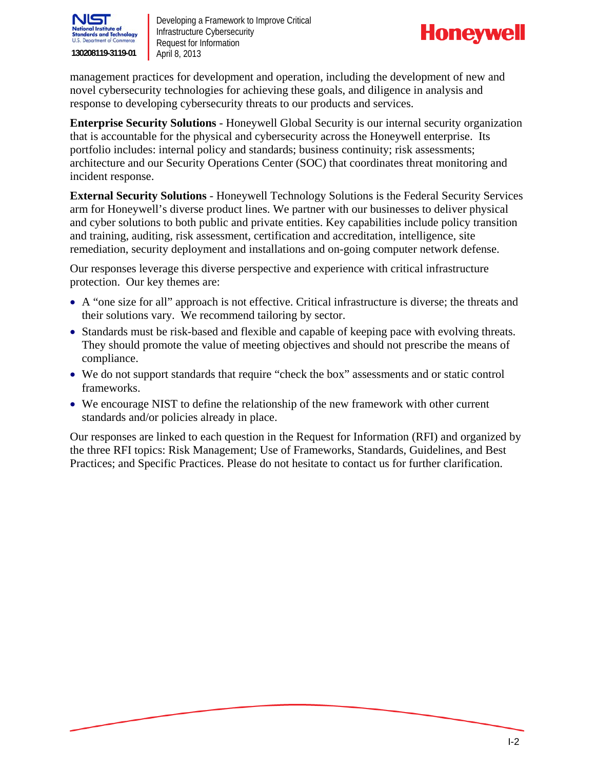management practices for development and operation, including the development of new and novel cybersecurity technologies for achieving these goals, and diligence in analysis and response to developing cybersecurity threats to our products and services.

**Enterprise Security Solutions** - Honeywell Global Security is our internal security organization that is accountable for the physical and cybersecurity across the Honeywell enterprise. Its portfolio includes: internal policy and standards; business continuity; risk assessments; architecture and our Security Operations Center (SOC) that coordinates threat monitoring and incident response.

**External Security Solutions** - Honeywell Technology Solutions is the Federal Security Services arm for Honeywell's diverse product lines. We partner with our businesses to deliver physical and cyber solutions to both public and private entities. Key capabilities include policy transition and training, auditing, risk assessment, certification and accreditation, intelligence, site remediation, security deployment and installations and on-going computer network defense.

Our responses leverage this diverse perspective and experience with critical infrastructure protection. Our key themes are:

- A "one size for all" approach is not effective. Critical infrastructure is diverse; the threats and their solutions vary. We recommend tailoring by sector.
- Standards must be risk-based and flexible and capable of keeping pace with evolving threats. They should promote the value of meeting objectives and should not prescribe the means of compliance.
- We do not support standards that require "check the box" assessments and or static control frameworks.
- We encourage NIST to define the relationship of the new framework with other current standards and/or policies already in place.

Our responses are linked to each question in the Request for Information (RFI) and organized by the three RFI topics: Risk Management; Use of Frameworks, Standards, Guidelines, and Best Practices; and Specific Practices. Please do not hesitate to contact us for further clarification.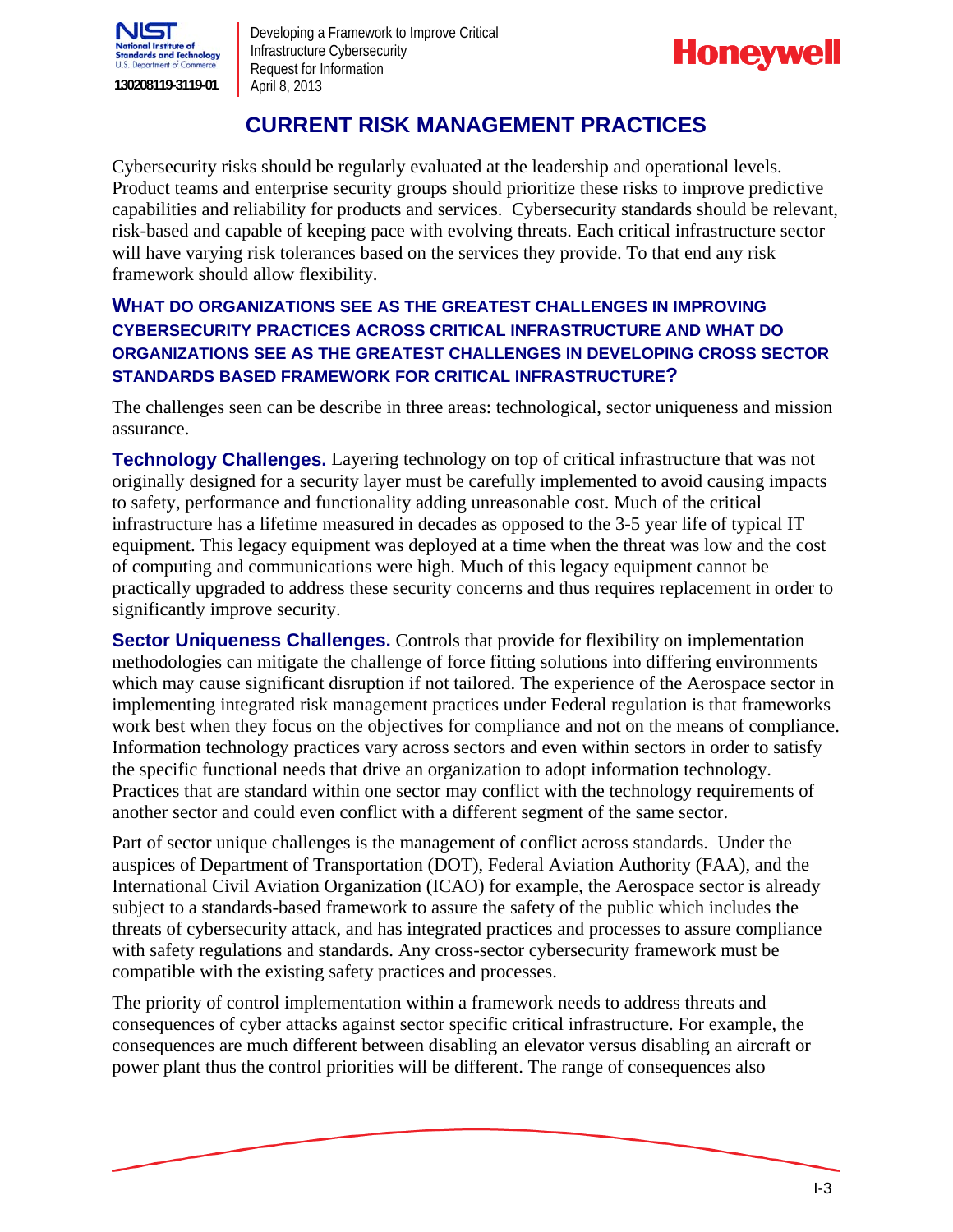## CURRENT RISK MANAGEMENT PRACTICES

Cybersecurity risks should be regularly evaluated at the leadership and operational levels. Product teams and enterprise security groups should prioritize these risks to improve predictive capabilities and reliability for products and services. Cybersecurity standards should be relevant, risk-based and capable of keeping pace with evolving threats. Each critical infrastructure sector will have varying risk tolerances based on the services they provide. To that end any risk framework should allow flexibility.

### WHAT DO ORGANIZATIONS SEE AS THE GREATEST CHALLENGES IN IMPROVING CYBERSECURITY PRACTICES ACROSS CRITICAL INFRASTRUCTURE AND WHAT DO ORGANIZATIONS SEE AS THE GREATEST CHALLENGES IN DEVELOPING CROSS SECTOR STANDARDS BASED FRAMEWORK FOR CRITICAL INFRASTRUCTURE?

The challenges seen can be describe in three areas: technological, sector uniqueness and mission assurance.

**Technology Challenges.** Layering technology on top of critical infrastructure that was not originally designed for a security layer must be carefully implemented to avoid causing impacts to safety, performance and functionality adding unreasonable cost. Much of the critical infrastructure has a lifetime measured in decades as opposed to the 3-5 year life of typical IT equipment. This legacy equipment was deployed at a time when the threat was low and the cost of computing and communications were high. Much of this legacy equipment cannot be practically upgraded to address these security concerns and thus requires replacement in order to significantly improve security.

**Sector Uniqueness Challenges.** Controls that provide for flexibility on implementation methodologies can mitigate the challenge of force fitting solutions into differing environments which may cause significant disruption if not tailored. The experience of the Aerospace sector in implementing integrated risk management practices under Federal regulation is that frameworks work best when they focus on the objectives for compliance and not on the means of compliance. Information technology practices vary across sectors and even within sectors in order to satisfy the specific functional needs that drive an organization to adopt information technology. Practices that are standard within one sector may conflict with the technology requirements of another sector and could even conflict with a different segment of the same sector.

Part of sector unique challenges is the management of conflict across standards. Under the auspices of Department of Transportation (DOT), Federal Aviation Authority (FAA), and the International Civil Aviation Organization (ICAO) for example, the Aerospace sector is already subject to a standards-based framework to assure the safety of the public which includes the threats of cybersecurity attack, and has integrated practices and processes to assure compliance with safety regulations and standards. Any cross-sector cybersecurity framework must be compatible with the existing safety practices and processes.

The priority of control implementation within a framework needs to address threats and consequences of cyber attacks against sector specific critical infrastructure. For example, the consequences are much different between disabling an elevator versus disabling an aircraft or power plant thus the control priorities will be different. The range of consequences also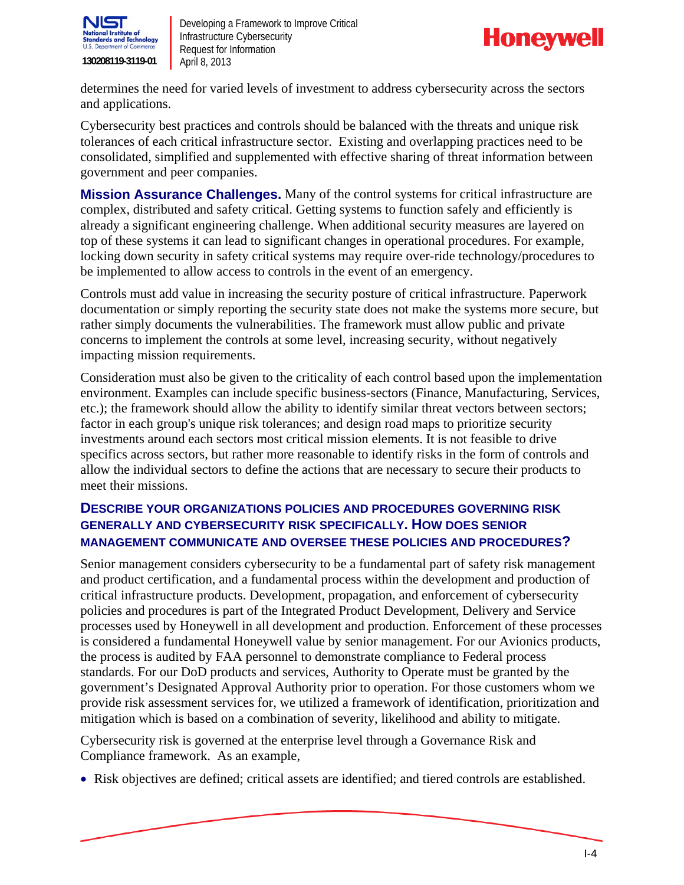determines the need for varied levels of investment to address cybersecurity across the sectors and applications.

Cybersecurity best practices and controls should be balanced with the threats and unique risk tolerances of each critical infrastructure sector. Existing and overlapping practices need to be consolidated, simplified and supplemented with effective sharing of threat information between government and peer companies.

**Mission Assurance Challenges.** Many of the control systems for critical infrastructure are complex, distributed and safety critical. Getting systems to function safely and efficiently is already a significant engineering challenge. When additional security measures are layered on top of these systems it can lead to significant changes in operational procedures. For example, locking down security in safety critical systems may require over-ride technology/procedures to be implemented to allow access to controls in the event of an emergency.

Controls must add value in increasing the security posture of critical infrastructure. Paperwork documentation or simply reporting the security state does not make the systems more secure, but rather simply documents the vulnerabilities. The framework must allow public and private concerns to implement the controls at some level, increasing security, without negatively impacting mission requirements.

Consideration must also be given to the criticality of each control based upon the implementation environment. Examples can include specific business-sectors (Finance, Manufacturing, Services, etc.); the framework should allow the ability to identify similar threat vectors between sectors; factor in each group's unique risk tolerances; and design road maps to prioritize security investments around each sectors most critical mission elements. It is not feasible to drive specifics across sectors, but rather more reasonable to identify risks in the form of controls and allow the individual sectors to define the actions that are necessary to secure their products to meet their missions.

### DESCRIBE YOUR ORGANIZATIONS POLICIES AND PROCEDURES GOVERNING RISK GENERALLY AND CYBERSECURITY RISK SPECIFICALLY. HOW DOES SENIOR MANAGEMENT COMMUNICATE AND OVERSEE THESE POLICIES AND PROCEDURES?

Senior management considers cybersecurity to be a fundamental part of safety risk management and product certification, and a fundamental process within the development and production of critical infrastructure products. Development, propagation, and enforcement of cybersecurity policies and procedures is part of the Integrated Product Development, Delivery and Service processes used by Honeywell in all development and production. Enforcement of these processes is considered a fundamental Honeywell value by senior management. For our Avionics products, the process is audited by FAA personnel to demonstrate compliance to Federal process standards. For our DoD products and services, Authority to Operate must be granted by the government's Designated Approval Authority prior to operation. For those customers whom we provide risk assessment services for, we utilized a framework of identification, prioritization and mitigation which is based on a combination of severity, likelihood and ability to mitigate.

Cybersecurity risk is governed at the enterprise level through a Governance Risk and Compliance framework. As an example,

- Risk objectives are defined; critical assets are identified; and tiered controls are established.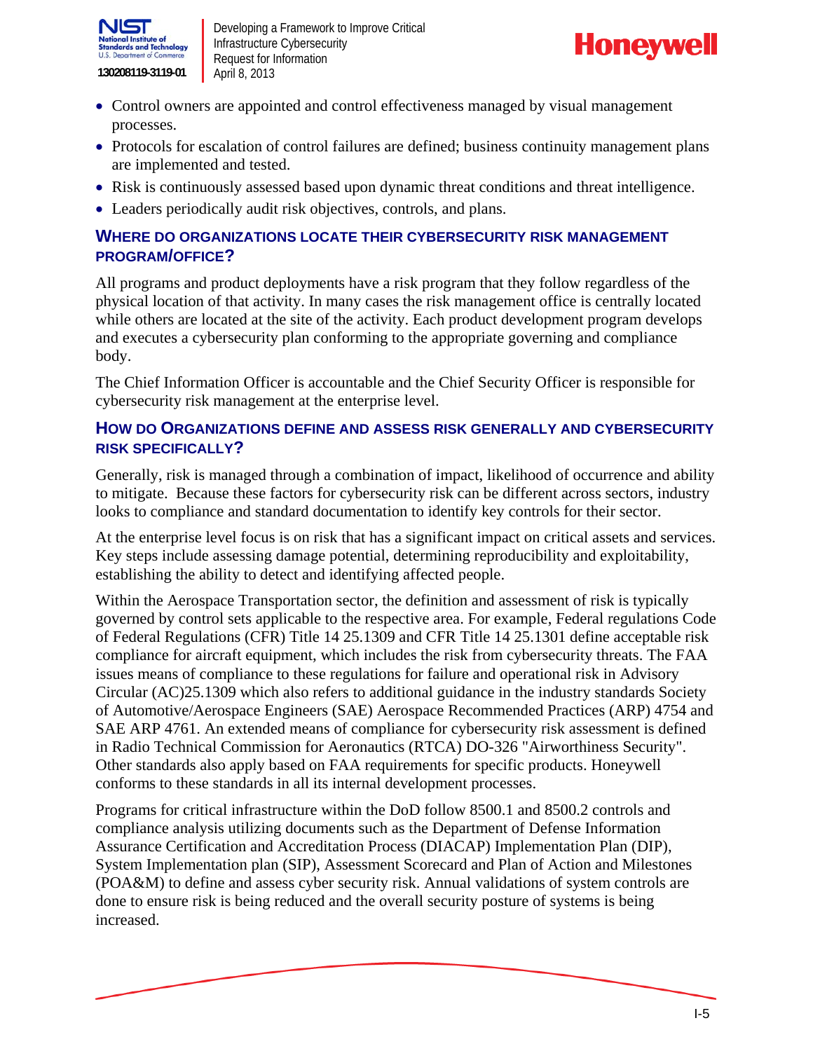- Control owners are appointed and control effectiveness managed by visual management processes.
- Protocols for escalation of control failures are defined; business continuity management plans are implemented and tested.
- Risk is continuously assessed based upon dynamic threat conditions and threat intelligence.
- Leaders periodically audit risk objectives, controls, and plans.

### WHERE DO ORGANIZATIONS LOCATE THEIR CYBERSECURITY RISK MANAGEMENT PROGRAM/OFFICE?

All programs and product deployments have a risk program that they follow regardless of the physical location of that activity. In many cases the risk management office is centrally located while others are located at the site of the activity. Each product development program develops and executes a cybersecurity plan conforming to the appropriate governing and compliance body.

The Chief Information Officer is accountable and the Chief Security Officer is responsible for cybersecurity risk management at the enterprise level.

### HOW DO ORGANIZATIONS DEFINE AND ASSESS RISK GENERALLY AND CYBERSECURITY RISK SPECIFICALLY?

Generally, risk is managed through a combination of impact, likelihood of occurrence and ability to mitigate. Because these factors for cybersecurity risk can be different across sectors, industry looks to compliance and standard documentation to identify key controls for their sector.

At the enterprise level focus is on risk that has a significant impact on critical assets and services. Key steps include assessing damage potential, determining reproducibility and exploitability, establishing the ability to detect and identifying affected people.

Within the Aerospace Transportation sector, the definition and assessment of risk is typically governed by control sets applicable to the respective area. For example, Federal regulations Code of Federal Regulations (CFR) Title 14 25.1309 and CFR Title 14 25.1301 define acceptable risk compliance for aircraft equipment, which includes the risk from cybersecurity threats. The FAA issues means of compliance to these regulations for failure and operational risk in Advisory Circular (AC)25.1309 which also refers to additional guidance in the industry standards Society of Automotive/Aerospace Engineers (SAE) Aerospace Recommended Practices (ARP) 4754 and SAE ARP 4761. An extended means of compliance for cybersecurity risk assessment is defined in Radio Technical Commission for Aeronautics (RTCA) DO-326 "Airworthiness Security". Other standards also apply based on FAA requirements for specific products. Honeywell conforms to these standards in all its internal development processes.

Programs for critical infrastructure within the DoD follow 8500.1 and 8500.2 controls and compliance analysis utilizing documents such as the Department of Defense Information Assurance Certification and Accreditation Process (DIACAP) Implementation Plan (DIP), System Implementation plan (SIP), Assessment Scorecard and Plan of Action and Milestones (POA&M) to define and assess cyber security risk. Annual validations of system controls are done to ensure risk is being reduced and the overall security posture of systems is being increased.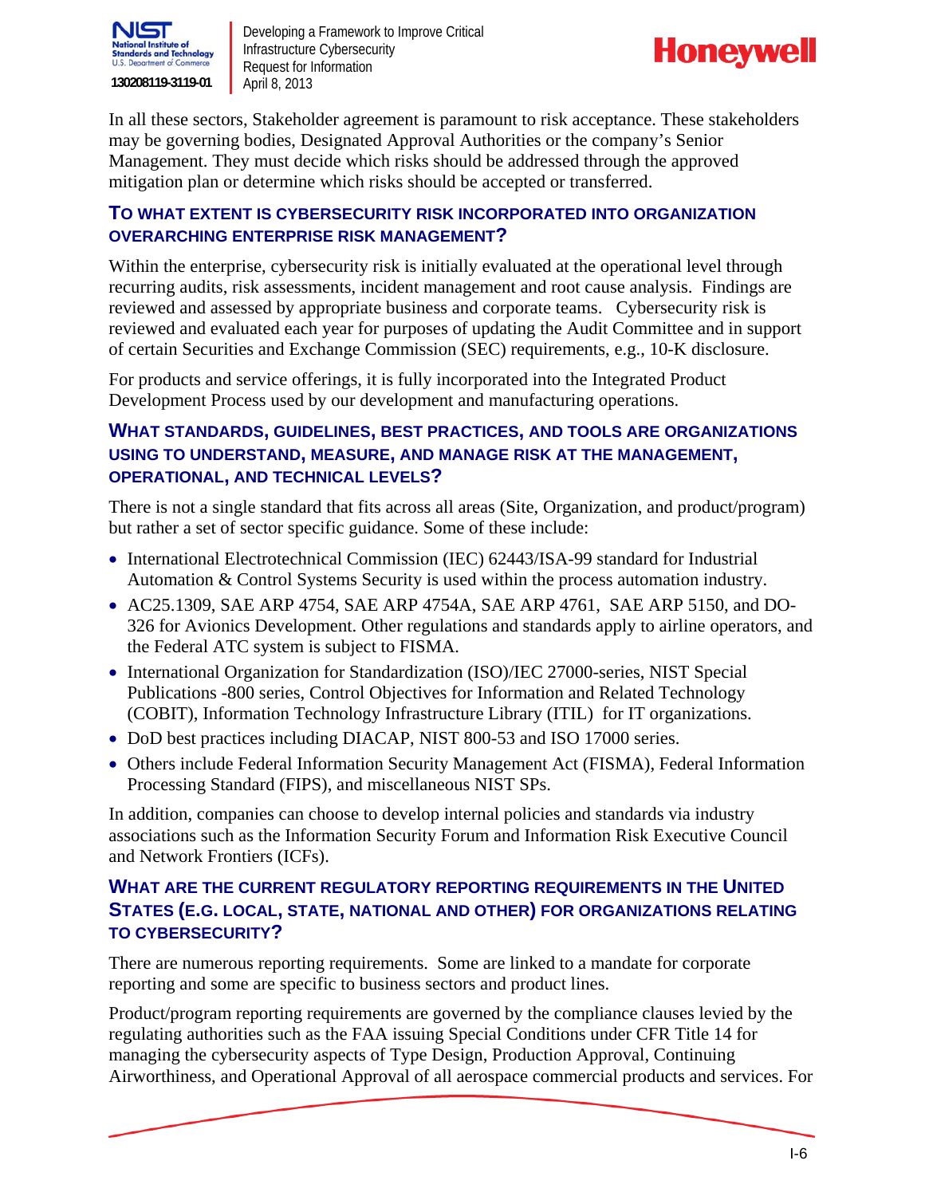In all these sectors, Stakeholder agreement is paramount to risk acceptance. These stakeholders may be governing bodies, Designated Approval Authorities or the company's Senior Management. They must decide which risks should be addressed through the approved mitigation plan or determine which risks should be accepted or transferred.

### To what extent is cybersecurity risk incorporated into organization overarching enterprise risk management?

Within the enterprise, cybersecurity risk is initially evaluated at the operational level through recurring audits, risk assessments, incident management and root cause analysis. Findings are reviewed and assessed by appropriate business and corporate teams. Cybersecurity risk is reviewed and evaluated each year for purposes of updating the Audit Committee and in support of certain Securities and Exchange Commission (SEC) requirements, e.g., 10-K disclosure.

For products and service offerings, it is fully incorporated into the Integrated Product Development Process used by our development and manufacturing operations.

### What standards, guidelines, best practices, and tools are organizations using to understand, measure, and manage risk at the management, operational, and technical levels?

There is not a single standard that fits across all areas (Site, Organization, and product/program) but rather a set of sector specific guidance. Some of these include:

- International Electrotechnical Commission (IEC) 62443/ISA-99 standard for Industrial Automation & Control Systems Security is used within the process automation industry.
- AC25.1309, SAE ARP 4754, SAE ARP 4754A, SAE ARP 4761, SAE ARP 5150, and DO-326 for Avionics Development. Other regulations and standards apply to airline operators, and the Federal ATC system is subject to FISMA.
- International Organization for Standardization (ISO)/IEC 27000-series, NIST Special Publications -800 series, Control Objectives for Information and Related Technology (COBIT), Information Technology Infrastructure Library (ITIL) for IT organizations.
- DoD best practices including DIACAP, NIST 800-53 and ISO 17000 series.
- Others include Federal Information Security Management Act (FISMA), Federal Information Processing Standard (FIPS), and miscellaneous NIST SPs.

In addition, companies can choose to develop internal policies and standards via industry associations such as the Information Security Forum and Information Risk Executive Council and Network Frontiers (ICFs).

### What are the current regulatory reporting requirements in the United States (e.g. local, state, national and other) for organizations relating to cybersecurity?

There are numerous reporting requirements. Some are linked to a mandate for corporate reporting and some are specific to business sectors and product lines.

Product/program reporting requirements are governed by the compliance clauses levied by the regulating authorities such as the FAA issuing Special Conditions under CFR Title 14 for managing the cybersecurity aspects of Type Design, Production Approval, Continuing Airworthiness, and Operational Approval of all aerospace commercial products and services. For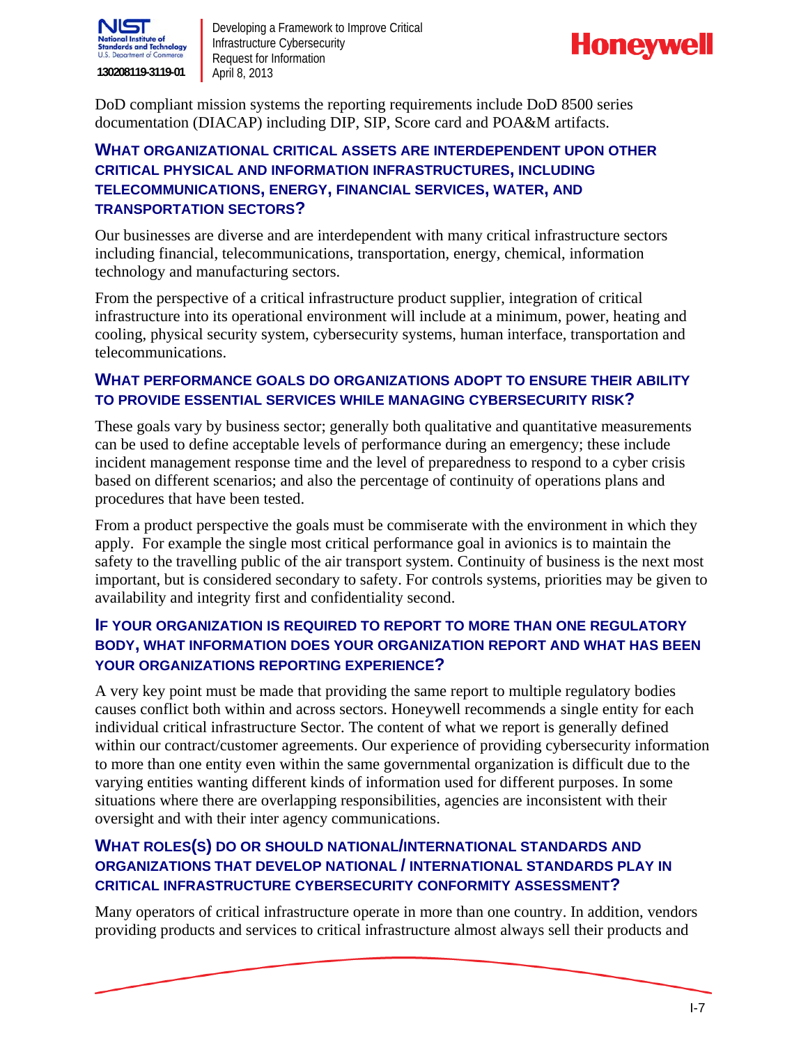DoD compliant mission systems the reporting requirements include DoD 8500 series documentation (DIACAP) including DIP, SIP, Score card and POA&M artifacts.

### WHAT ORGANIZATIONAL CRITICAL ASSETS ARE INTERDEPENDENT UPON OTHER CRITICAL PHYSICAL AND INFORMATION INFRASTRUCTURES, INCLUDING TELECOMMUNICATIONS, ENERGY, FINANCIAL SERVICES, WATER, AND TRANSPORTATION SECTORS?

Our businesses are diverse and are interdependent with many critical infrastructure sectors including financial, telecommunications, transportation, energy, chemical, information technology and manufacturing sectors.

From the perspective of a critical infrastructure product supplier, integration of critical infrastructure into its operational environment will include at a minimum, power, heating and cooling, physical security system, cybersecurity systems, human interface, transportation and telecommunications.

### WHAT PERFORMANCE GOALS DO ORGANIZATIONS ADOPT TO ENSURE THEIR ABILITY TO PROVIDE ESSENTIAL SERVICES WHILE MANAGING CYBERSECURITY RISK?

These goals vary by business sector; generally both qualitative and quantitative measurements can be used to define acceptable levels of performance during an emergency; these include incident management response time and the level of preparedness to respond to a cyber crisis based on different scenarios; and also the percentage of continuity of operations plans and procedures that have been tested.

From a product perspective the goals must be commiserate with the environment in which they apply. For example the single most critical performance goal in avionics is to maintain the safety to the travelling public of the air transport system. Continuity of business is the next most important, but is considered secondary to safety. For controls systems, priorities may be given to availability and integrity first and confidentiality second.

### IF YOUR ORGANIZATION IS REQUIRED TO REPORT TO MORE THAN ONE REGULATORY BODY, WHAT INFORMATION DOES YOUR ORGANIZATION REPORT AND WHAT HAS BEEN YOUR ORGANIZATIONS REPORTING EXPERIENCE?

A very key point must be made that providing the same report to multiple regulatory bodies causes conflict both within and across sectors. Honeywell recommends a single entity for each individual critical infrastructure Sector. The content of what we report is generally defined within our contract/customer agreements. Our experience of providing cybersecurity information to more than one entity even within the same governmental organization is difficult due to the varying entities wanting different kinds of information used for different purposes. In some situations where there are overlapping responsibilities, agencies are inconsistent with their oversight and with their inter agency communications.

### WHAT ROLES(S) DO OR SHOULD NATIONAL/INTERNATIONAL STANDARDS AND ORGANIZATIONS THAT DEVELOP NATIONAL / INTERNATIONAL STANDARDS PLAY IN CRITICAL INFRASTRUCTURE CYBERSECURITY CONFORMITY ASSESSMENT?

Many operators of critical infrastructure operate in more than one country. In addition, vendors providing products and services to critical infrastructure almost always sell their products and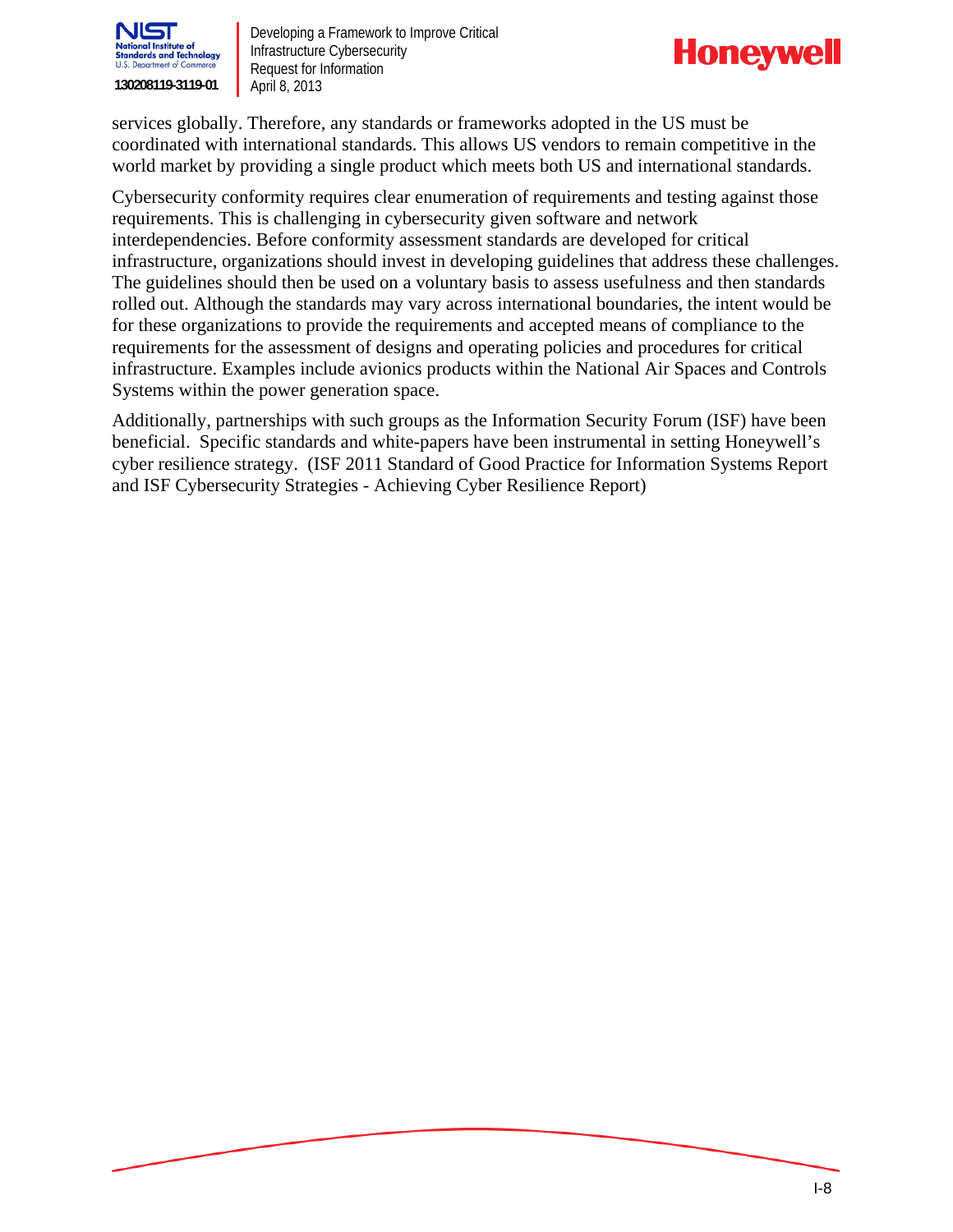services globally. Therefore, any standards or frameworks adopted in the US must be coordinated with international standards. This allows US vendors to remain competitive in the world market by providing a single product which meets both US and international standards.

Cybersecurity conformity requires clear enumeration of requirements and testing against those requirements. This is challenging in cybersecurity given software and network interdependencies. Before conformity assessment standards are developed for critical infrastructure, organizations should invest in developing guidelines that address these challenges. The guidelines should then be used on a voluntary basis to assess usefulness and then standards rolled out. Although the standards may vary across international boundaries, the intent would be for these organizations to provide the requirements and accepted means of compliance to the requirements for the assessment of designs and operating policies and procedures for critical infrastructure. Examples include avionics products within the National Air Spaces and Controls Systems within the power generation space.

Additionally, partnerships with such groups as the Information Security Forum (ISF) have been beneficial. Specific standards and white-papers have been instrumental in setting Honeywell's cyber resilience strategy. (ISF 2011 Standard of Good Practice for Information Systems Report and ISF Cybersecurity Strategies - Achieving Cyber Resilience Report)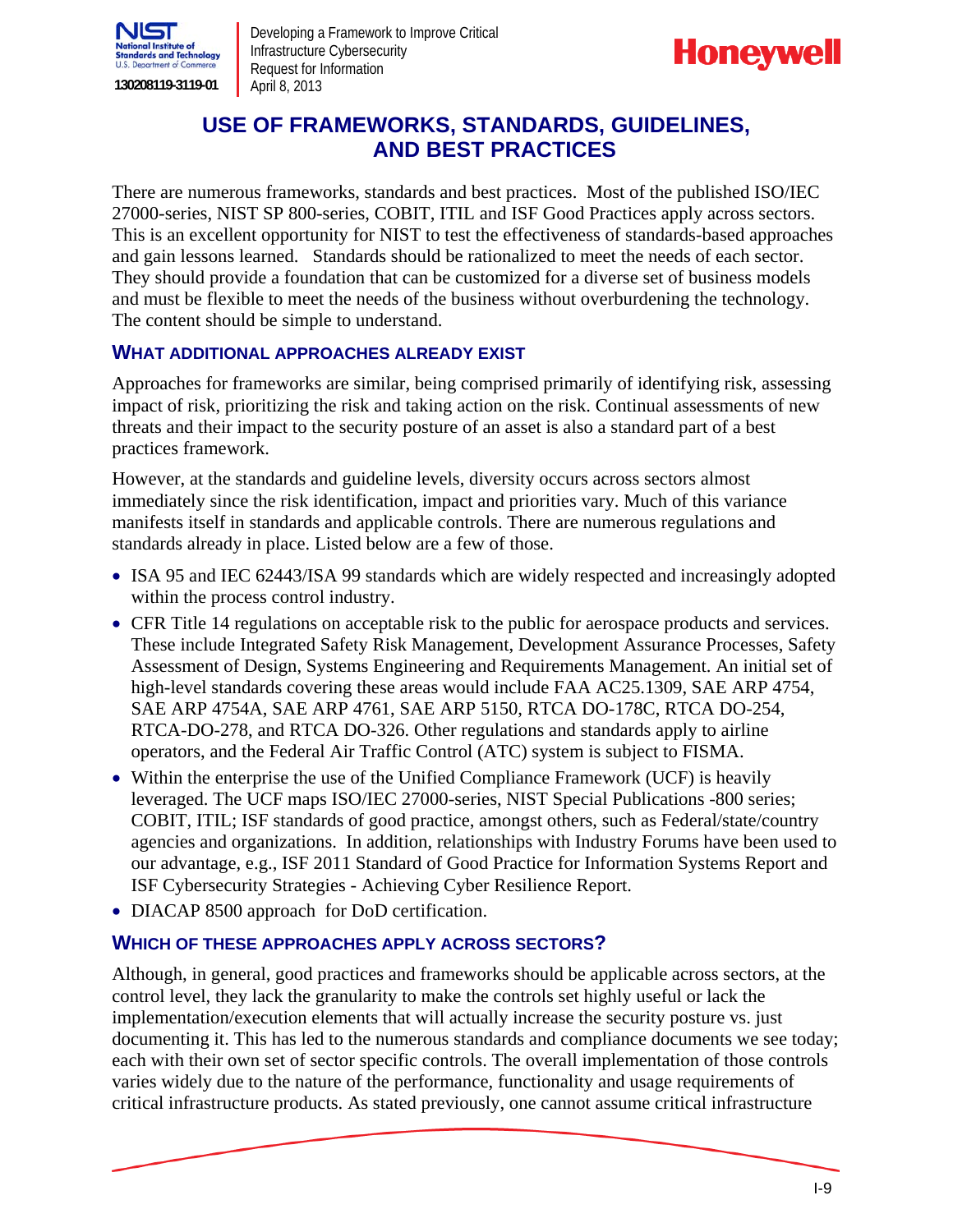## USE OF FRAMEWORKS, STANDARDS, GUIDELINES, AND BEST PRACTICES

There are numerous frameworks, standards and best practices. Most of the published ISO/IEC 27000-series, NIST SP 800-series, COBIT, ITIL and ISF Good Practices apply across sectors. This is an excellent opportunity for NIST to test the effectiveness of standards-based approaches and gain lessons learned. Standards should be rationalized to meet the needs of each sector. They should provide a foundation that can be customized for a diverse set of business models and must be flexible to meet the needs of the business without overburdening the technology. The content should be simple to understand.

### WHAT ADDITIONAL APPROACHES ALREADY EXIST

Approaches for frameworks are similar, being comprised primarily of identifying risk, assessing impact of risk, prioritizing the risk and taking action on the risk. Continual assessments of new threats and their impact to the security posture of an asset is also a standard part of a best practices framework.

However, at the standards and guideline levels, diversity occurs across sectors almost immediately since the risk identification, impact and priorities vary. Much of this variance manifests itself in standards and applicable controls. There are numerous regulations and standards already in place. Listed below are a few of those.

- ISA 95 and IEC 62443/ISA 99 standards which are widely respected and increasingly adopted within the process control industry.
- CFR Title 14 regulations on acceptable risk to the public for aerospace products and services. These include Integrated Safety Risk Management, Development Assurance Processes, Safety Assessment of Design, Systems Engineering and Requirements Management. An initial set of high-level standards covering these areas would include FAA AC25.1309, SAE ARP 4754, SAE ARP 4754A, SAE ARP 4761, SAE ARP 5150, RTCA DO-178C, RTCA DO-254, RTCA-DO-278, and RTCA DO-326. Other regulations and standards apply to airline operators, and the Federal Air Traffic Control (ATC) system is subject to FISMA.
- Within the enterprise the use of the Unified Compliance Framework (UCF) is heavily leveraged. The UCF maps ISO/IEC 27000-series, NIST Special Publications -800 series; COBIT, ITIL; ISF standards of good practice, amongst others, such as Federal/state/country agencies and organizations. In addition, relationships with Industry Forums have been used to our advantage, e.g., ISF 2011 Standard of Good Practice for Information Systems Report and ISF Cybersecurity Strategies - Achieving Cyber Resilience Report.
- DIACAP 8500 approach for DoD certification.

### WHICH OF THESE APPROACHES APPLY ACROSS SECTORS?

Although, in general, good practices and frameworks should be applicable across sectors, at the control level, they lack the granularity to make the controls set highly useful or lack the implementation/execution elements that will actually increase the security posture vs. just documenting it. This has led to the numerous standards and compliance documents we see today; each with their own set of sector specific controls. The overall implementation of those controls varies widely due to the nature of the performance, functionality and usage requirements of critical infrastructure products. As stated previously, one cannot assume critical infrastructure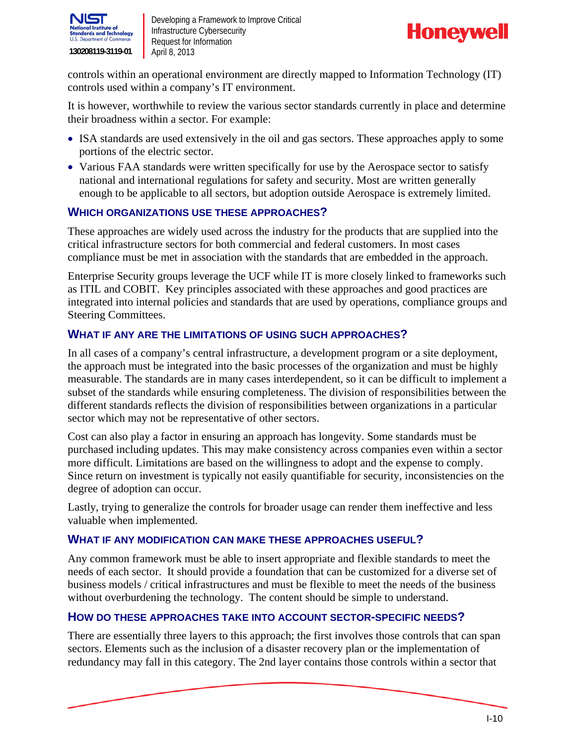controls within an operational environment are directly mapped to Information Technology (IT) controls used within a company's IT environment.

It is however, worthwhile to review the various sector standards currently in place and determine their broadness within a sector. For example:

- ISA standards are used extensively in the oil and gas sectors. These approaches apply to some portions of the electric sector.
- Various FAA standards were written specifically for use by the Aerospace sector to satisfy national and international regulations for safety and security. Most are written generally enough to be applicable to all sectors, but adoption outside Aerospace is extremely limited.

### WHICH ORGANIZATIONS USE THESE APPROACHES?

These approaches are widely used across the industry for the products that are supplied into the critical infrastructure sectors for both commercial and federal customers. In most cases compliance must be met in association with the standards that are embedded in the approach.

Enterprise Security groups leverage the UCF while IT is more closely linked to frameworks such as ITIL and COBIT. Key principles associated with these approaches and good practices are integrated into internal policies and standards that are used by operations, compliance groups and Steering Committees.

### WHAT IF ANY ARE THE LIMITATIONS OF USING SUCH APPROACHES?

In all cases of a company's central infrastructure, a development program or a site deployment, the approach must be integrated into the basic processes of the organization and must be highly measurable. The standards are in many cases interdependent, so it can be difficult to implement a subset of the standards while ensuring completeness. The division of responsibilities between the different standards reflects the division of responsibilities between organizations in a particular sector which may not be representative of other sectors.

Cost can also play a factor in ensuring an approach has longevity. Some standards must be purchased including updates. This may make consistency across companies even within a sector more difficult. Limitations are based on the willingness to adopt and the expense to comply. Since return on investment is typically not easily quantifiable for security, inconsistencies on the degree of adoption can occur.

Lastly, trying to generalize the controls for broader usage can render them ineffective and less valuable when implemented.

### WHAT IF ANY MODIFICATION CAN MAKE THESE APPROACHES USEFUL?

Any common framework must be able to insert appropriate and flexible standards to meet the needs of each sector. It should provide a foundation that can be customized for a diverse set of business models / critical infrastructures and must be flexible to meet the needs of the business without overburdening the technology. The content should be simple to understand.

### HOW DO THESE APPROACHES TAKE INTO ACCOUNT SECTOR-SPECIFIC NEEDS?

There are essentially three layers to this approach; the first involves those controls that can span sectors. Elements such as the inclusion of a disaster recovery plan or the implementation of redundancy may fall in this category. The 2nd layer contains those controls within a sector that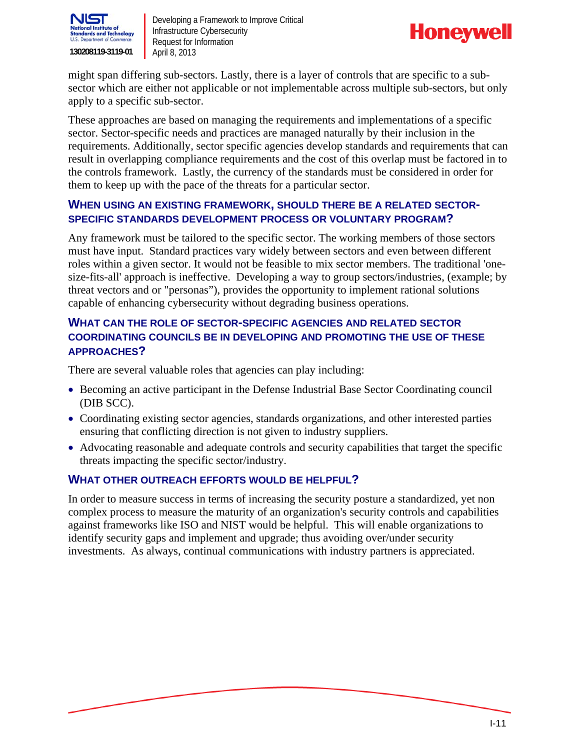might span differing sub-sectors. Lastly, there is a layer of controls that are specific to a sub-sector which are either not applicable or not implementable across multiple sub-sectors, but only apply to a specific sub-sector.

These approaches are based on managing the requirements and implementations of a specific sector. Sector-specific needs and practices are managed naturally by their inclusion in the requirements. Additionally, sector specific agencies develop standards and requirements that can result in overlapping compliance requirements and the cost of this overlap must be factored in to the controls framework. Lastly, the currency of the standards must be considered in order for them to keep up with the pace of the threats for a particular sector.

### WHEN USING AN EXISTING FRAMEWORK, SHOULD THERE BE A RELATED SECTOR-SPECIFIC STANDARDS DEVELOPMENT PROCESS OR VOLUNTARY PROGRAM?

Any framework must be tailored to the specific sector. The working members of those sectors must have input. Standard practices vary widely between sectors and even between different roles within a given sector. It would not be feasible to mix sector members. The traditional 'one-size-fits-all' approach is ineffective. Developing a way to group sectors/industries, (example; by threat vectors and or "personas"), provides the opportunity to implement rational solutions capable of enhancing cybersecurity without degrading business operations.

### WHAT CAN THE ROLE OF SECTOR-SPECIFIC AGENCIES AND RELATED SECTOR COORDINATING COUNCILS BE IN DEVELOPING AND PROMOTING THE USE OF THESE APPROACHES?

There are several valuable roles that agencies can play including:

- Becoming an active participant in the Defense Industrial Base Sector Coordinating council (DIB SCC).
- Coordinating existing sector agencies, standards organizations, and other interested parties ensuring that conflicting direction is not given to industry suppliers.
- Advocating reasonable and adequate controls and security capabilities that target the specific threats impacting the specific sector/industry.

### WHAT OTHER OUTREACH EFFORTS WOULD BE HELPFUL?

In order to measure success in terms of increasing the security posture a standardized, yet non complex process to measure the maturity of an organization's security controls and capabilities against frameworks like ISO and NIST would be helpful. This will enable organizations to identify security gaps and implement and upgrade; thus avoiding over/under security investments. As always, continual communications with industry partners is appreciated.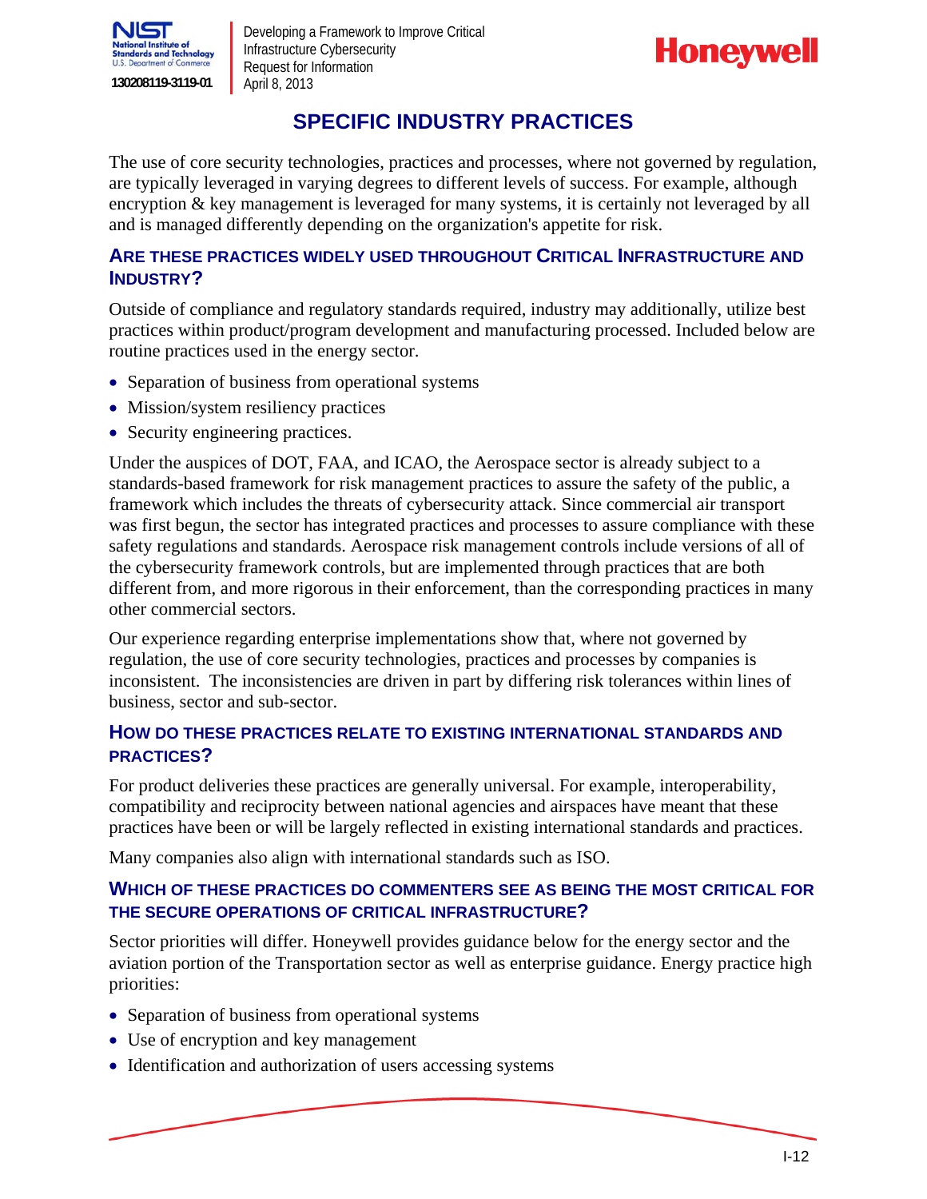## SPECIFIC INDUSTRY PRACTICES

The use of core security technologies, practices and processes, where not governed by regulation, are typically leveraged in varying degrees to different levels of success. For example, although encryption & key management is leveraged for many systems, it is certainly not leveraged by all and is managed differently depending on the organization's appetite for risk.

### ARE THESE PRACTICES WIDELY USED THROUGHOUT CRITICAL INFRASTRUCTURE AND INDUSTRY?

Outside of compliance and regulatory standards required, industry may additionally, utilize best practices within product/program development and manufacturing processed. Included below are routine practices used in the energy sector.

- Separation of business from operational systems
- Mission/system resiliency practices
- Security engineering practices.

Under the auspices of DOT, FAA, and ICAO, the Aerospace sector is already subject to a standards-based framework for risk management practices to assure the safety of the public, a framework which includes the threats of cybersecurity attack. Since commercial air transport was first begun, the sector has integrated practices and processes to assure compliance with these safety regulations and standards. Aerospace risk management controls include versions of all of the cybersecurity framework controls, but are implemented through practices that are both different from, and more rigorous in their enforcement, than the corresponding practices in many other commercial sectors.

Our experience regarding enterprise implementations show that, where not governed by regulation, the use of core security technologies, practices and processes by companies is inconsistent. The inconsistencies are driven in part by differing risk tolerances within lines of business, sector and sub-sector.

### HOW DO THESE PRACTICES RELATE TO EXISTING INTERNATIONAL STANDARDS AND PRACTICES?

For product deliveries these practices are generally universal. For example, interoperability, compatibility and reciprocity between national agencies and airspaces have meant that these practices have been or will be largely reflected in existing international standards and practices.

Many companies also align with international standards such as ISO.

### WHICH OF THESE PRACTICES DO COMMENTERS SEE AS BEING THE MOST CRITICAL FOR THE SECURE OPERATIONS OF CRITICAL INFRASTRUCTURE?

Sector priorities will differ. Honeywell provides guidance below for the energy sector and the aviation portion of the Transportation sector as well as enterprise guidance. Energy practice high priorities:

- Separation of business from operational systems
- Use of encryption and key management
- Identification and authorization of users accessing systems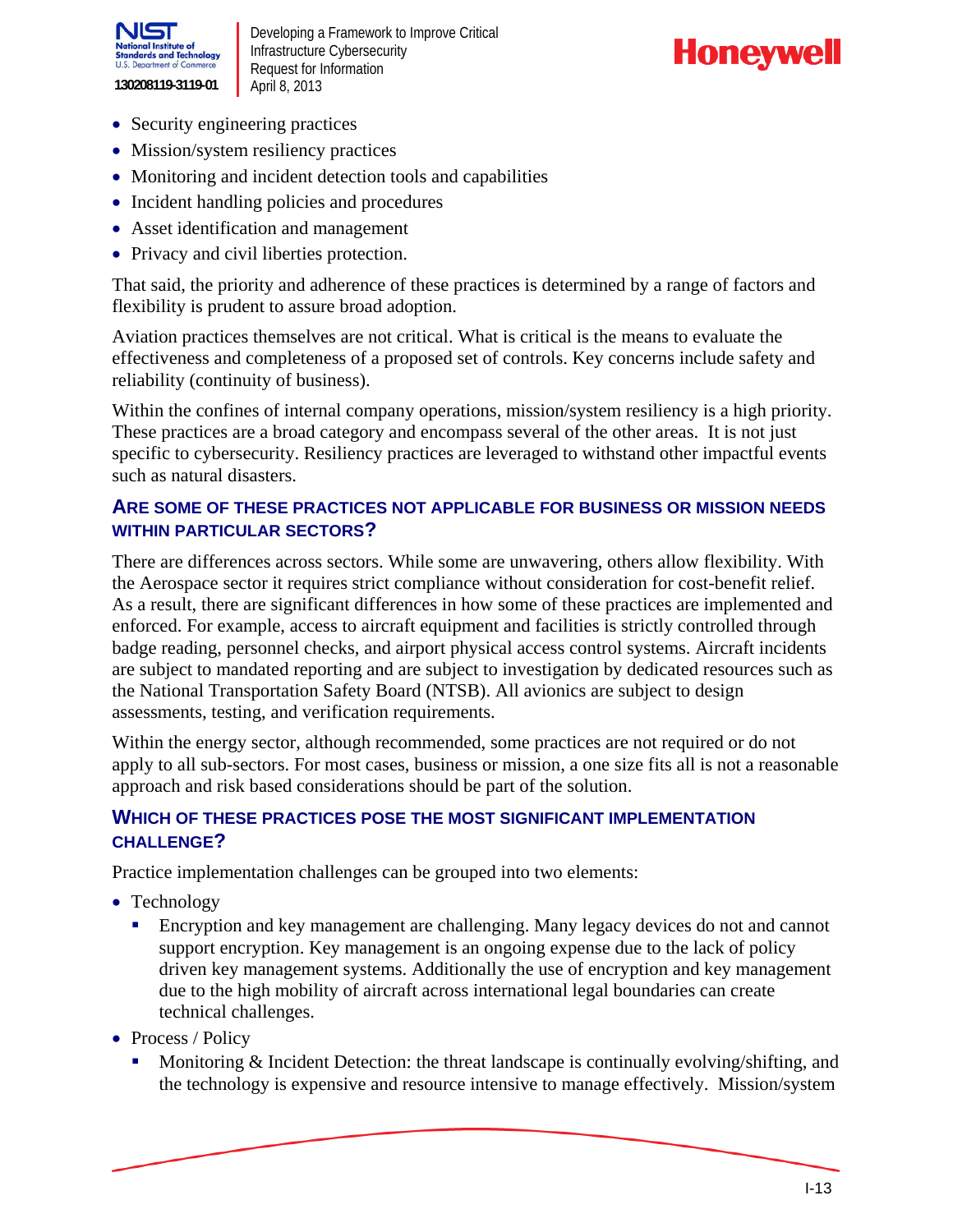- Security engineering practices
- Mission/system resiliency practices
- Monitoring and incident detection tools and capabilities
- Incident handling policies and procedures
- Asset identification and management
- Privacy and civil liberties protection.

That said, the priority and adherence of these practices is determined by a range of factors and flexibility is prudent to assure broad adoption.

Aviation practices themselves are not critical. What is critical is the means to evaluate the effectiveness and completeness of a proposed set of controls. Key concerns include safety and reliability (continuity of business).

Within the confines of internal company operations, mission/system resiliency is a high priority. These practices are a broad category and encompass several of the other areas. It is not just specific to cybersecurity. Resiliency practices are leveraged to withstand other impactful events such as natural disasters.

### ARE SOME OF THESE PRACTICES NOT APPLICABLE FOR BUSINESS OR MISSION NEEDS WITHIN PARTICULAR SECTORS?

There are differences across sectors. While some are unwavering, others allow flexibility. With the Aerospace sector it requires strict compliance without consideration for cost-benefit relief. As a result, there are significant differences in how some of these practices are implemented and enforced. For example, access to aircraft equipment and facilities is strictly controlled through badge reading, personnel checks, and airport physical access control systems. Aircraft incidents are subject to mandated reporting and are subject to investigation by dedicated resources such as the National Transportation Safety Board (NTSB). All avionics are subject to design assessments, testing, and verification requirements.

Within the energy sector, although recommended, some practices are not required or do not apply to all sub-sectors. For most cases, business or mission, a one size fits all is not a reasonable approach and risk based considerations should be part of the solution.

### WHICH OF THESE PRACTICES POSE THE MOST SIGNIFICANT IMPLEMENTATION CHALLENGE?

Practice implementation challenges can be grouped into two elements:

- Technology
  - Encryption and key management are challenging. Many legacy devices do not and cannot support encryption. Key management is an ongoing expense due to the lack of policy driven key management systems. Additionally the use of encryption and key management due to the high mobility of aircraft across international legal boundaries can create technical challenges.
- Process / Policy
  - Monitoring & Incident Detection: the threat landscape is continually evolving/shifting, and the technology is expensive and resource intensive to manage effectively. Mission/system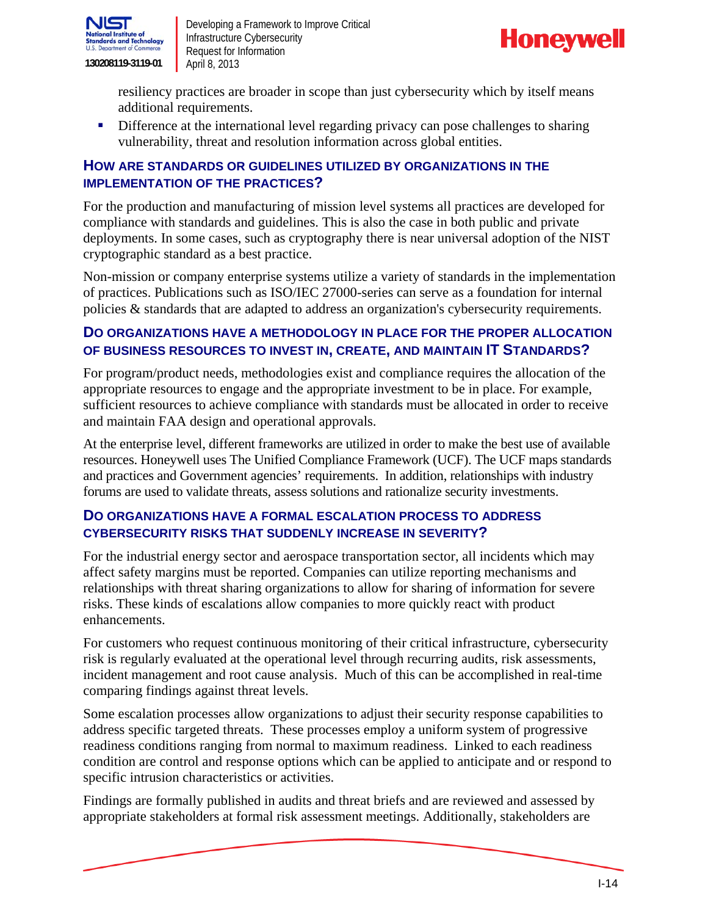resiliency practices are broader in scope than just cybersecurity which by itself means additional requirements.

- Difference at the international level regarding privacy can pose challenges to sharing vulnerability, threat and resolution information across global entities.

### How are standards or guidelines utilized by organizations in the implementation of the practices?

For the production and manufacturing of mission level systems all practices are developed for compliance with standards and guidelines. This is also the case in both public and private deployments. In some cases, such as cryptography there is near universal adoption of the NIST cryptographic standard as a best practice.

Non-mission or company enterprise systems utilize a variety of standards in the implementation of practices. Publications such as ISO/IEC 27000-series can serve as a foundation for internal policies & standards that are adapted to address an organization's cybersecurity requirements.

### Do organizations have a methodology in place for the proper allocation of business resources to invest in, create, and maintain IT Standards?

For program/product needs, methodologies exist and compliance requires the allocation of the appropriate resources to engage and the appropriate investment to be in place. For example, sufficient resources to achieve compliance with standards must be allocated in order to receive and maintain FAA design and operational approvals.

At the enterprise level, different frameworks are utilized in order to make the best use of available resources. Honeywell uses The Unified Compliance Framework (UCF). The UCF maps standards and practices and Government agencies' requirements. In addition, relationships with industry forums are used to validate threats, assess solutions and rationalize security investments.

### Do organizations have a formal escalation process to address cybersecurity risks that suddenly increase in severity?

For the industrial energy sector and aerospace transportation sector, all incidents which may affect safety margins must be reported. Companies can utilize reporting mechanisms and relationships with threat sharing organizations to allow for sharing of information for severe risks. These kinds of escalations allow companies to more quickly react with product enhancements.

For customers who request continuous monitoring of their critical infrastructure, cybersecurity risk is regularly evaluated at the operational level through recurring audits, risk assessments, incident management and root cause analysis. Much of this can be accomplished in real-time comparing findings against threat levels.

Some escalation processes allow organizations to adjust their security response capabilities to address specific targeted threats. These processes employ a uniform system of progressive readiness conditions ranging from normal to maximum readiness. Linked to each readiness condition are control and response options which can be applied to anticipate and or respond to specific intrusion characteristics or activities.

Findings are formally published in audits and threat briefs and are reviewed and assessed by appropriate stakeholders at formal risk assessment meetings. Additionally, stakeholders are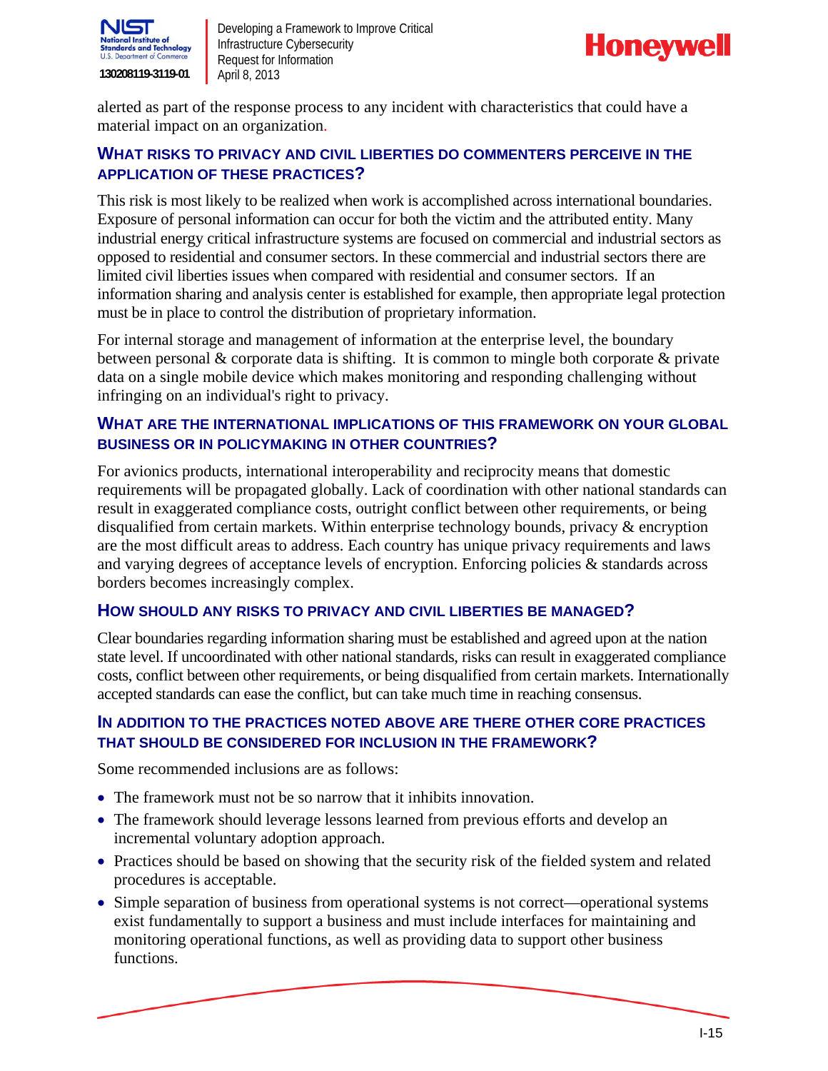alerted as part of the response process to any incident with characteristics that could have a material impact on an organization.

### What risks to privacy and civil liberties do commenters perceive in the application of these practices?

This risk is most likely to be realized when work is accomplished across international boundaries. Exposure of personal information can occur for both the victim and the attributed entity. Many industrial energy critical infrastructure systems are focused on commercial and industrial sectors as opposed to residential and consumer sectors. In these commercial and industrial sectors there are limited civil liberties issues when compared with residential and consumer sectors. If an information sharing and analysis center is established for example, then appropriate legal protection must be in place to control the distribution of proprietary information.

For internal storage and management of information at the enterprise level, the boundary between personal & corporate data is shifting. It is common to mingle both corporate & private data on a single mobile device which makes monitoring and responding challenging without infringing on an individual's right to privacy.

### What are the international implications of this framework on your global business or in policymaking in other countries?

For avionics products, international interoperability and reciprocity means that domestic requirements will be propagated globally. Lack of coordination with other national standards can result in exaggerated compliance costs, outright conflict between other requirements, or being disqualified from certain markets. Within enterprise technology bounds, privacy & encryption are the most difficult areas to address. Each country has unique privacy requirements and laws and varying degrees of acceptance levels of encryption. Enforcing policies & standards across borders becomes increasingly complex.

### How should any risks to privacy and civil liberties be managed?

Clear boundaries regarding information sharing must be established and agreed upon at the nation state level. If uncoordinated with other national standards, risks can result in exaggerated compliance costs, conflict between other requirements, or being disqualified from certain markets. Internationally accepted standards can ease the conflict, but can take much time in reaching consensus.

### In addition to the practices noted above are there other core practices that should be considered for inclusion in the framework?

Some recommended inclusions are as follows:

- The framework must not be so narrow that it inhibits innovation.
- The framework should leverage lessons learned from previous efforts and develop an incremental voluntary adoption approach.
- Practices should be based on showing that the security risk of the fielded system and related procedures is acceptable.
- Simple separation of business from operational systems is not correct—operational systems exist fundamentally to support a business and must include interfaces for maintaining and monitoring operational functions, as well as providing data to support other business functions.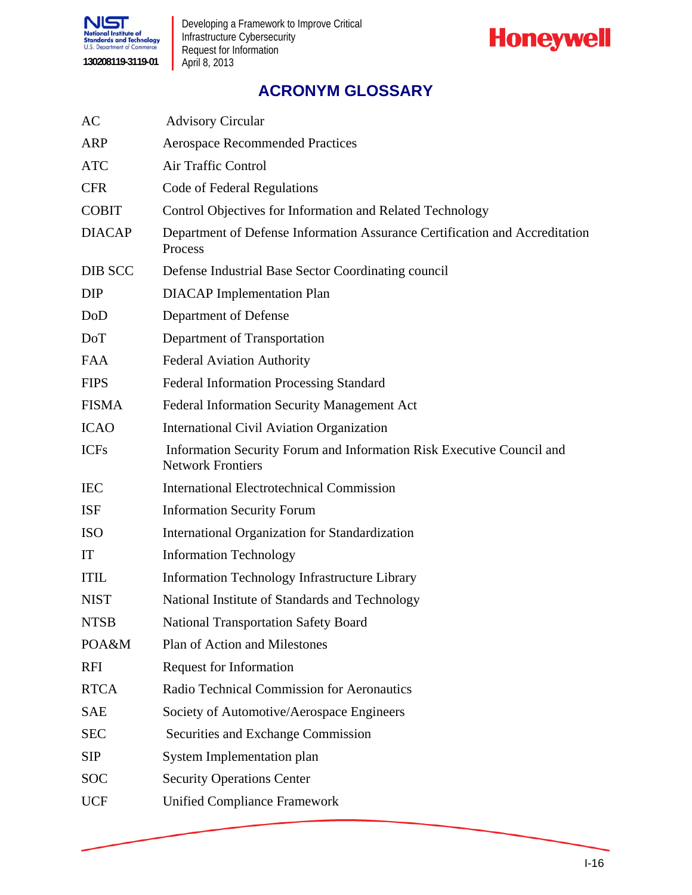## ACRONYM GLOSSARY

| | |
|---|---|
| AC | Advisory Circular |
| ARP | Aerospace Recommended Practices |
| ATC | Air Traffic Control |
| CFR | Code of Federal Regulations |
| COBIT | Control Objectives for Information and Related Technology |
| DIACAP | Department of Defense Information Assurance Certification and Accreditation Process |
| DIB SCC | Defense Industrial Base Sector Coordinating council |
| DIP | DIACAP Implementation Plan |
| DoD | Department of Defense |
| DoT | Department of Transportation |
| FAA | Federal Aviation Authority |
| FIPS | Federal Information Processing Standard |
| FISMA | Federal Information Security Management Act |
| ICAO | International Civil Aviation Organization |
| ICFs | Information Security Forum and Information Risk Executive Council and Network Frontiers |
| IEC | International Electrotechnical Commission |
| ISF | Information Security Forum |
| ISO | International Organization for Standardization |
| IT | Information Technology |
| ITIL | Information Technology Infrastructure Library |
| NIST | National Institute of Standards and Technology |
| NTSB | National Transportation Safety Board |
| POA&M | Plan of Action and Milestones |
| RFI | Request for Information |
| RTCA | Radio Technical Commission for Aeronautics |
| SAE | Society of Automotive/Aerospace Engineers |
| SEC | Securities and Exchange Commission |
| SIP | System Implementation plan |
| SOC | Security Operations Center |
| UCF | Unified Compliance Framework |